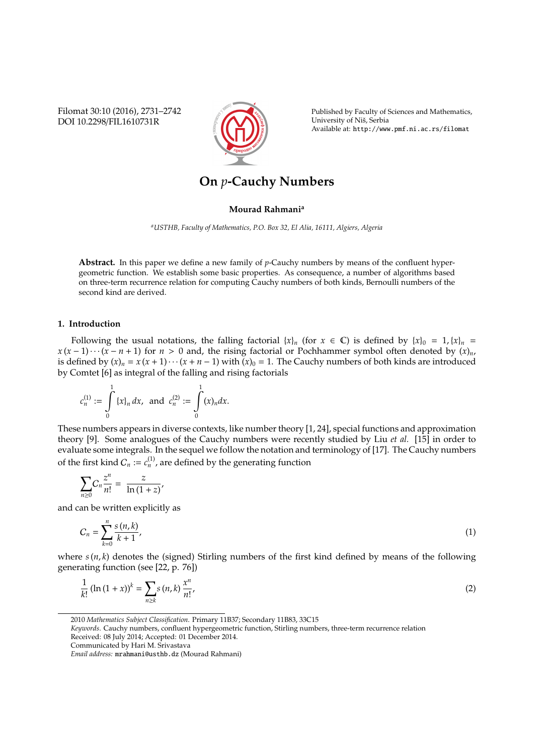# On $p$-Cauchy Numbers

**Mourad Rahmani**[a]

[a]*USTHB, Faculty of Mathematics, P.O. Box 32, El Alia, 16111, Algiers, Algeria*

**Abstract.** In this paper we define a new family of $p$-Cauchy numbers by means of the confluent hypergeometric function. We establish some basic properties. As consequence, a number of algorithms based on three-term recurrence relation for computing Cauchy numbers of both kinds, Bernoulli numbers of the second kind are derived.

## 1. Introduction

Following the usual notations, the falling factorial $\{x\}_n$ (for $x \in \mathbb{C}$) is defined by $\{x\}_0 = 1, \{x\}_n = x(x-1)\cdots(x-n+1)$ for $n > 0$ and, the rising factorial or Pochhammer symbol often denoted by $(x)_n$, is defined by $(x)_n = x(x+1)\cdots(x+n-1)$ with $(x)_0 = 1$. The Cauchy numbers of both kinds are introduced by Comtet [6] as integral of the falling and rising factorials

$$c_n^{(1)} := \int_0^1 \{x\}_n \, dx, \text{ and } c_n^{(2)} := \int_0^1 (x)_n dx.$$

These numbers appears in diverse contexts, like number theory [1, 24], special functions and approximation theory [9]. Some analogues of the Cauchy numbers were recently studied by Liu *et al.* [15] in order to evaluate some integrals. In the sequel we follow the notation and terminology of [17]. The Cauchy numbers of the first kind $C_n := c_n^{(1)}$, are defined by the generating function

$$\sum_{n\geq 0} C_n \frac{z^n}{n!} = \frac{z}{\ln(1+z)},$$

and can be written explicitly as

$$C_n = \sum_{k=0}^{n} \frac{s(n,k)}{k+1}, \tag{1}$$

where $s(n,k)$ denotes the (signed) Stirling numbers of the first kind defined by means of the following generating function (see [22, p. 76])

$$\frac{1}{k!}(\ln(1+x))^k = \sum_{n\geq k} s(n,k) \frac{x^n}{n!}, \tag{2}$$

---

2010 *Mathematics Subject Classification.* Primary 11B37; Secondary 11B83, 33C15

*Keywords.* Cauchy numbers, confluent hypergeometric function, Stirling numbers, three-term recurrence relation

Received: 08 July 2014; Accepted: 01 December 2014.

Communicated by Hari M. Srivastava

*Email address:* mrahmani@usthb.dz (Mourad Rahmani)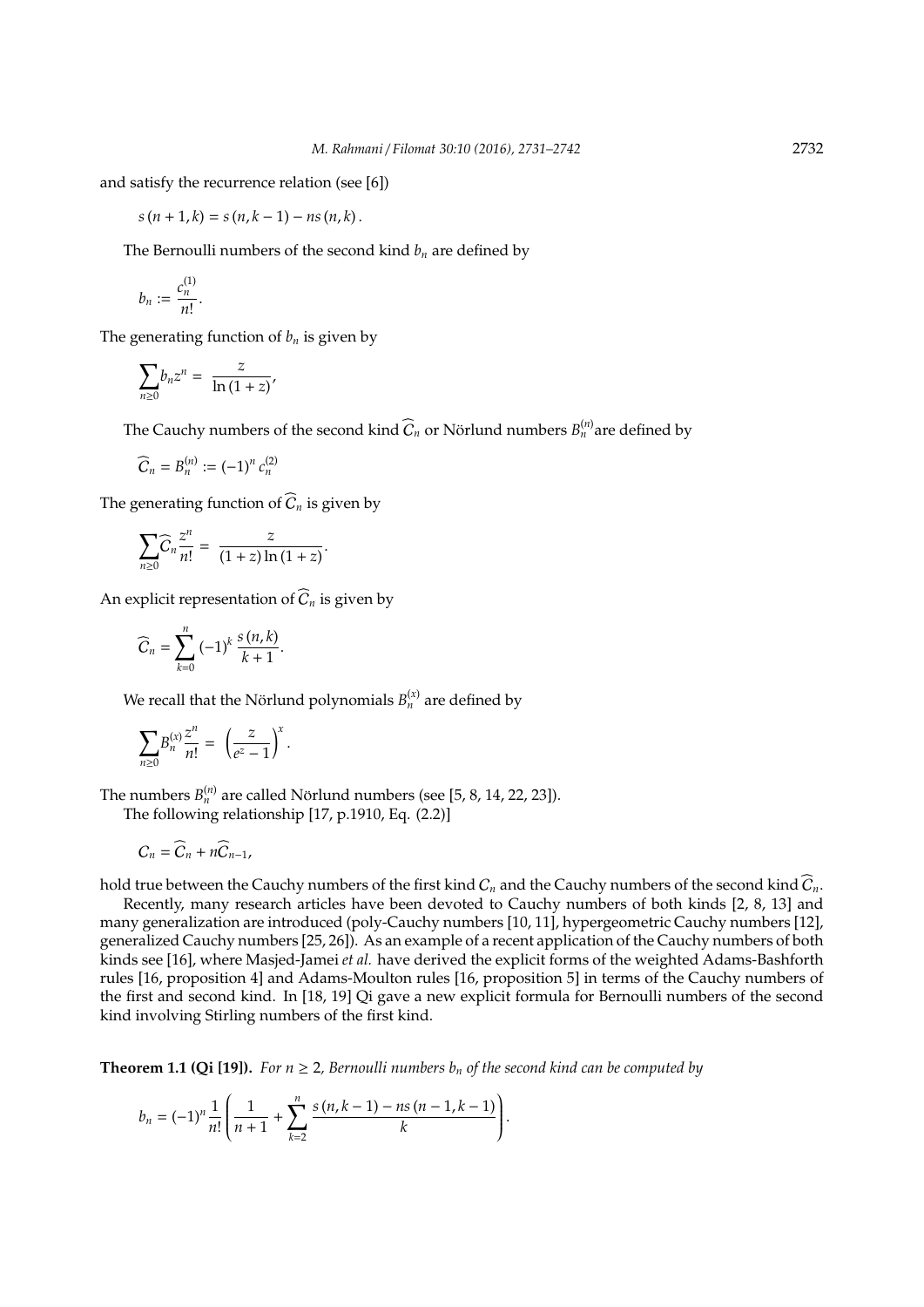and satisfy the recurrence relation (see [6])

$$s(n+1,k) = s(n,k-1) - ns(n,k).$$

The Bernoulli numbers of the second kind $b_n$ are defined by

$$b_n := \frac{c_n^{(1)}}{n!}.$$

The generating function of $b_n$ is given by

$$\sum_{n\geq 0} b_n z^n = \frac{z}{\ln(1+z)},$$

The Cauchy numbers of the second kind $\widehat{C}_n$ or Nörlund numbers $B_n^{(n)}$ are defined by

$$\widehat{C}_n = B_n^{(n)} := (-1)^n c_n^{(2)}$$

The generating function of $\widehat{C}_n$ is given by

$$\sum_{n\geq 0} \widehat{C}_n \frac{z^n}{n!} = \frac{z}{(1+z)\ln(1+z)}.$$

An explicit representation of $\widehat{C}_n$ is given by

$$\widehat{C}_n = \sum_{k=0}^{n} (-1)^k \frac{s(n,k)}{k+1}.$$

We recall that the Nörlund polynomials $B_n^{(x)}$ are defined by

$$\sum_{n\geq 0} B_n^{(x)} \frac{z^n}{n!} = \left(\frac{z}{e^z - 1}\right)^x.$$

The numbers $B_n^{(n)}$ are called Nörlund numbers (see [5, 8, 14, 22, 23]).

The following relationship [17, p.1910, Eq. (2.2)]

$$C_n = \widehat{C}_n + n\widehat{C}_{n-1},$$

hold true between the Cauchy numbers of the first kind $C_n$ and the Cauchy numbers of the second kind $\widehat{C}_n$.

Recently, many research articles have been devoted to Cauchy numbers of both kinds [2, 8, 13] and many generalization are introduced (poly-Cauchy numbers [10, 11], hypergeometric Cauchy numbers [12], generalized Cauchy numbers [25, 26]). As an example of a recent application of the Cauchy numbers of both kinds see [16], where Masjed-Jamei *et al.* have derived the explicit forms of the weighted Adams-Bashforth rules [16, proposition 4] and Adams-Moulton rules [16, proposition 5] in terms of the Cauchy numbers of the first and second kind. In [18, 19] Qi gave a new explicit formula for Bernoulli numbers of the second kind involving Stirling numbers of the first kind.

**Theorem 1.1 (Qi [19]).** *For $n \geq 2$, Bernoulli numbers $b_n$ of the second kind can be computed by*

$$b_n = (-1)^n \frac{1}{n!}\left(\frac{1}{n+1} + \sum_{k=2}^{n} \frac{s(n,k-1) - ns(n-1,k-1)}{k}\right).$$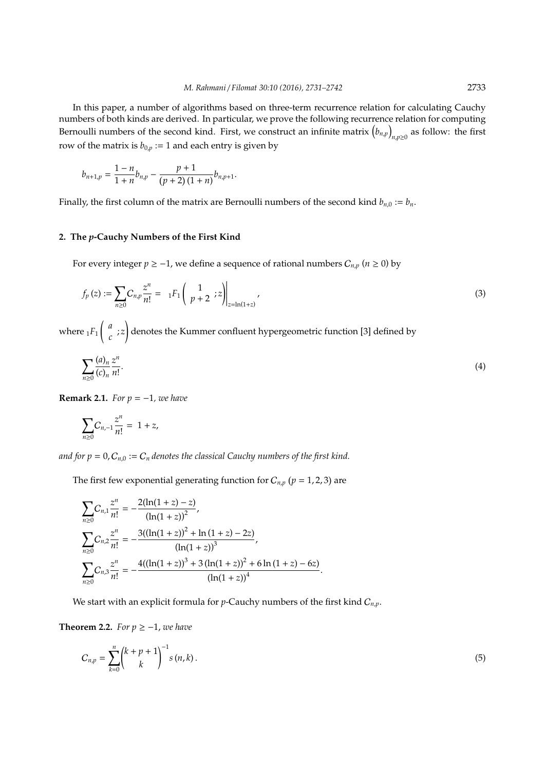In this paper, a number of algorithms based on three-term recurrence relation for calculating Cauchy numbers of both kinds are derived. In particular, we prove the following recurrence relation for computing Bernoulli numbers of the second kind. First, we construct an infinite matrix $\left(b_{n,p}\right)_{n,p\geq 0}$ as follow: the first row of the matrix is $b_{0,p} := 1$ and each entry is given by

$$b_{n+1,p} = \frac{1-n}{1+n} b_{n,p} - \frac{p+1}{(p+2)(1+n)} b_{n,p+1}.$$

Finally, the first column of the matrix are Bernoulli numbers of the second kind $b_{n,0} := b_n$.

## 2. The $p$-Cauchy Numbers of the First Kind

For every integer $p \geq -1$, we define a sequence of rational numbers $C_{n,p}$ $(n \geq 0)$ by

$$f_p(z) := \sum_{n\geq 0} C_{n,p} \frac{z^n}{n!} = {}_1F_1\left(\begin{array}{c} 1 \\ p+2 \end{array}; z\right)\Bigg|_{z=\ln(1+z)}, \tag{3}$$

where ${}_1F_1\left(\begin{array}{c} a \\ c \end{array}; z\right)$ denotes the Kummer confluent hypergeometric function [3] defined by

$$\sum_{n\geq 0} \frac{(a)_n}{(c)_n} \frac{z^n}{n!}. \tag{4}$$

**Remark 2.1.** *For $p = -1$, we have*

$$\sum_{n\geq 0} C_{n,-1} \frac{z^n}{n!} = 1 + z,$$

*and for $p = 0, C_{n,0} := C_n$ denotes the classical Cauchy numbers of the first kind.*

The first few exponential generating function for $C_{n,p}$ $(p = 1, 2, 3)$ are

$$\begin{aligned}
\sum_{n\geq 0} C_{n,1} \frac{z^n}{n!} &= -\frac{2(\ln(1+z) - z)}{(\ln(1+z))^2}, \\
\sum_{n\geq 0} C_{n,2} \frac{z^n}{n!} &= -\frac{3((\ln(1+z))^2 + \ln(1+z) - 2z)}{(\ln(1+z))^3}, \\
\sum_{n\geq 0} C_{n,3} \frac{z^n}{n!} &= -\frac{4((\ln(1+z))^3 + 3(\ln(1+z))^2 + 6\ln(1+z) - 6z)}{(\ln(1+z))^4}.
\end{aligned}$$

We start with an explicit formula for $p$-Cauchy numbers of the first kind $C_{n,p}$.

**Theorem 2.2.** *For $p \geq -1$, we have*

$$C_{n,p} = \sum_{k=0}^{n} \binom{k+p+1}{k}^{-1} s(n,k). \tag{5}$$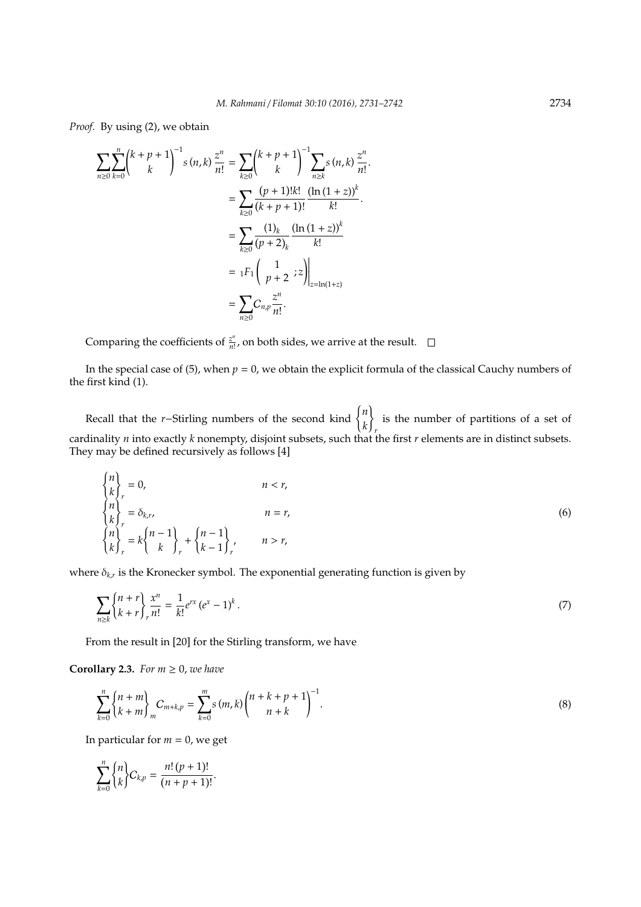*Proof.* By using (2), we obtain

$$\begin{aligned}
\sum_{n\geq 0}\sum_{k=0}^{n}\binom{k+p+1}{k}^{-1}s(n,k)\frac{z^n}{n!} &= \sum_{k\geq 0}\binom{k+p+1}{k}^{-1}\sum_{n\geq k}s(n,k)\frac{z^n}{n!}.\\
&= \sum_{k\geq 0}\frac{(p+1)!k!}{(k+p+1)!}\frac{(\ln(1+z))^k}{k!}.\\
&= \sum_{k\geq 0}\frac{(1)_k}{(p+2)_k}\frac{(\ln(1+z))^k}{k!}\\
&= {}_1F_1\left(\begin{matrix}1\\ p+2\end{matrix};z\right)\Bigg|_{z=\ln(1+z)}\\
&= \sum_{n\geq 0}C_{n,p}\frac{z^n}{n!}.
\end{aligned}$$

Comparing the coefficients of $\frac{z^n}{n!}$, on both sides, we arrive at the result. □

In the special case of (5), when $p = 0$, we obtain the explicit formula of the classical Cauchy numbers of the first kind (1).

Recall that the $r$−Stirling numbers of the second kind $\left\{ {n \atop k} \right\}_r$ is the number of partitions of a set of cardinality $n$ into exactly $k$ nonempty, disjoint subsets, such that the first $r$ elements are in distinct subsets. They may be defined recursively as follows [4]

$$\begin{aligned}
&\left\{ {n \atop k} \right\}_r = 0, && n < r,\\
&\left\{ {n \atop k} \right\}_r = \delta_{k,r}, && n = r,\\
&\left\{ {n \atop k} \right\}_r = k\left\{ {n-1 \atop k} \right\}_r + \left\{ {n-1 \atop k-1} \right\}_r, && n > r,
\end{aligned} \tag{6}$$

where $\delta_{k,r}$ is the Kronecker symbol. The exponential generating function is given by

$$\sum_{n\geq k}\left\{ {n+r \atop k+r} \right\}_r\frac{x^n}{n!} = \frac{1}{k!}e^{rx}(e^x-1)^k. \tag{7}$$

From the result in [20] for the Stirling transform, we have

**Corollary 2.3.** *For $m \geq 0$, we have*

$$\sum_{k=0}^{n}\left\{ {n+m \atop k+m} \right\}_m C_{m+k,p} = \sum_{k=0}^{m}s(m,k)\binom{n+k+p+1}{n+k}^{-1}. \tag{8}$$

In particular for $m = 0$, we get

$$\sum_{k=0}^{n}\left\{ {n \atop k} \right\}C_{k,p} = \frac{n!\,(p+1)!}{(n+p+1)!}.$$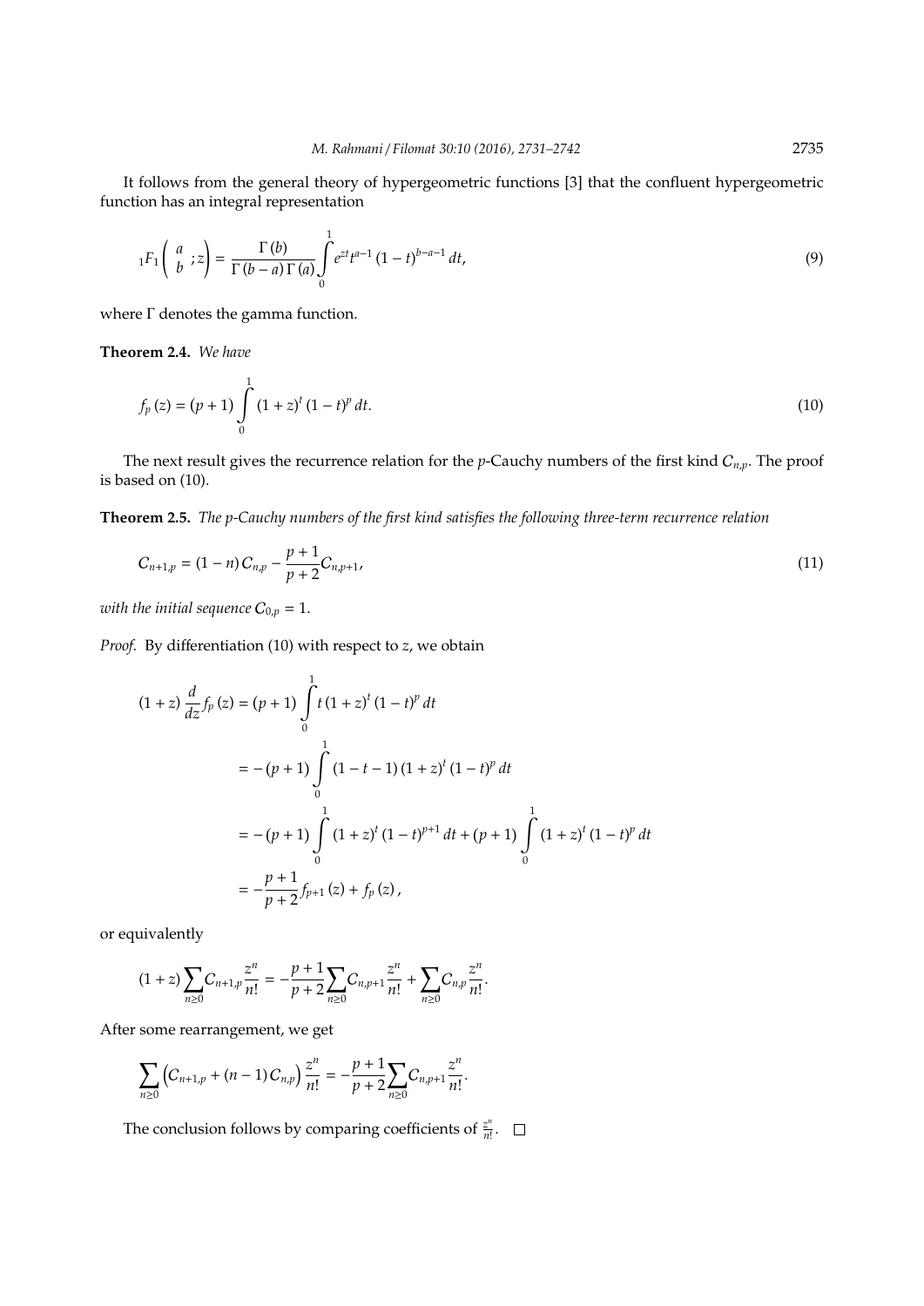It follows from the general theory of hypergeometric functions [3] that the confluent hypergeometric function has an integral representation

$$
{}_1F_1\left(\begin{array}{c} a \\ b \end{array};z\right) = \frac{\Gamma(b)}{\Gamma(b-a)\Gamma(a)} \int_0^1 e^{zt} t^{a-1} (1-t)^{b-a-1}\, dt, \tag{9}
$$

where $\Gamma$ denotes the gamma function.

**Theorem 2.4.** *We have*

$$
f_p(z) = (p+1) \int_0^1 (1+z)^t (1-t)^p\, dt. \tag{10}
$$

The next result gives the recurrence relation for the $p$-Cauchy numbers of the first kind $C_{n,p}$. The proof is based on (10).

**Theorem 2.5.** *The p-Cauchy numbers of the first kind satisfies the following three-term recurrence relation*

$$
C_{n+1,p} = (1-n) C_{n,p} - \frac{p+1}{p+2} C_{n,p+1}, \tag{11}
$$

*with the initial sequence* $C_{0,p} = 1$.

*Proof.* By differentiation (10) with respect to $z$, we obtain

$$
\begin{aligned}
(1+z)\frac{d}{dz} f_p(z) &= (p+1) \int_0^1 t (1+z)^t (1-t)^p\, dt \\
&= -(p+1) \int_0^1 (1-t-1)(1+z)^t (1-t)^p\, dt \\
&= -(p+1) \int_0^1 (1+z)^t (1-t)^{p+1}\, dt + (p+1) \int_0^1 (1+z)^t (1-t)^p\, dt \\
&= -\frac{p+1}{p+2} f_{p+1}(z) + f_p(z),
\end{aligned}
$$

or equivalently

$$
(1+z) \sum_{n \geq 0} C_{n+1,p} \frac{z^n}{n!} = -\frac{p+1}{p+2} \sum_{n \geq 0} C_{n,p+1} \frac{z^n}{n!} + \sum_{n \geq 0} C_{n,p} \frac{z^n}{n!}.
$$

After some rearrangement, we get

$$
\sum_{n \geq 0} \left( C_{n+1,p} + (n-1) C_{n,p} \right) \frac{z^n}{n!} = -\frac{p+1}{p+2} \sum_{n \geq 0} C_{n,p+1} \frac{z^n}{n!}.
$$

The conclusion follows by comparing coefficients of $\frac{z^n}{n!}$. $\square$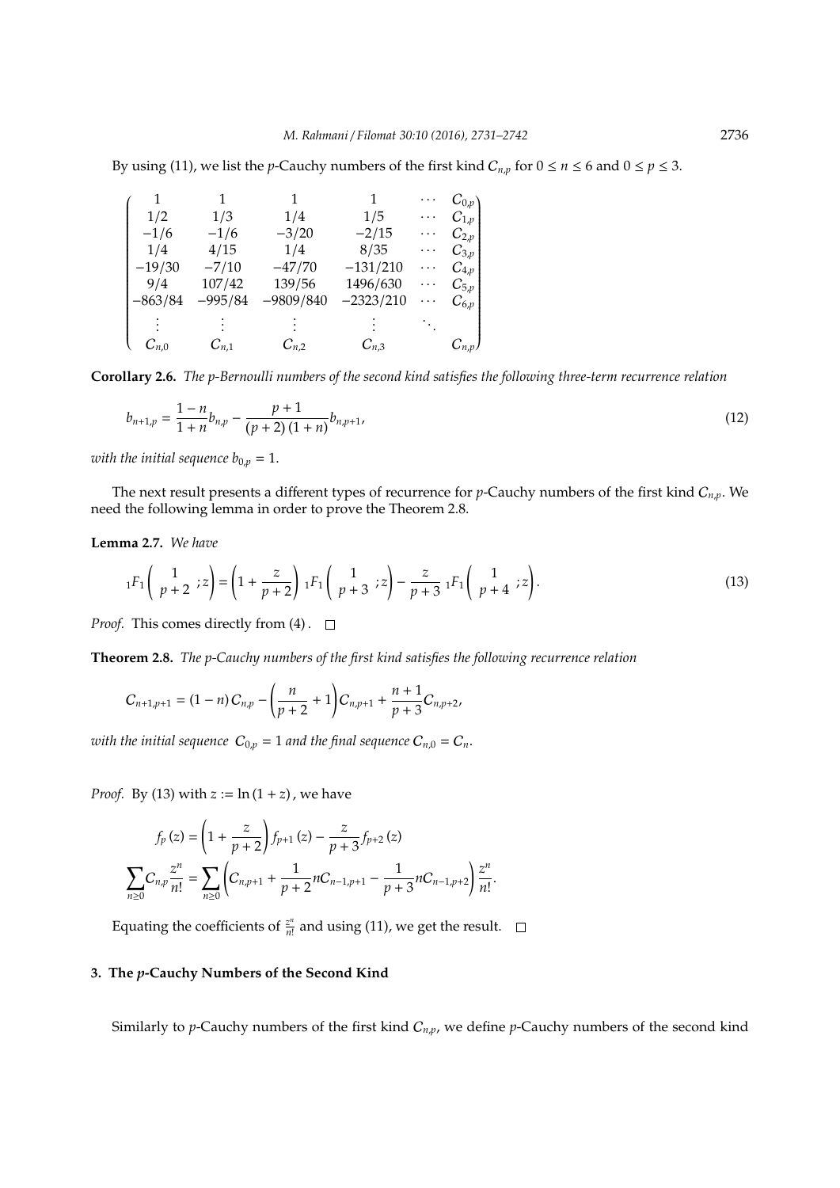By using (11), we list the $p$-Cauchy numbers of the first kind $C_{n,p}$ for $0 \le n \le 6$ and $0 \le p \le 3$.

$$\begin{pmatrix} 1 & 1 & 1 & 1 & \cdots & C_{0,p} \\ 1/2 & 1/3 & 1/4 & 1/5 & \cdots & C_{1,p} \\ -1/6 & -1/6 & -3/20 & -2/15 & \cdots & C_{2,p} \\ 1/4 & 4/15 & 1/4 & 8/35 & \cdots & C_{3,p} \\ -19/30 & -7/10 & -47/70 & -131/210 & \cdots & C_{4,p} \\ 9/4 & 107/42 & 139/56 & 1496/630 & \cdots & C_{5,p} \\ -863/84 & -995/84 & -9809/840 & -2323/210 & \cdots & C_{6,p} \\ \vdots & \vdots & \vdots & \vdots & \ddots & \\ C_{n,0} & C_{n,1} & C_{n,2} & C_{n,3} & & C_{n,p} \end{pmatrix}$$

**Corollary 2.6.** *The $p$-Bernoulli numbers of the second kind satisfies the following three-term recurrence relation*

$$b_{n+1,p} = \frac{1-n}{1+n} b_{n,p} - \frac{p+1}{(p+2)(1+n)} b_{n,p+1}, \tag{12}$$

*with the initial sequence $b_{0,p} = 1$.*

The next result presents a different types of recurrence for $p$-Cauchy numbers of the first kind $C_{n,p}$. We need the following lemma in order to prove the Theorem 2.8.

**Lemma 2.7.** *We have*

$${}_1F_1\left(\begin{array}{c} 1 \\ p+2 \end{array}; z\right) = \left(1 + \frac{z}{p+2}\right) {}_1F_1\left(\begin{array}{c} 1 \\ p+3 \end{array}; z\right) - \frac{z}{p+3}\, {}_1F_1\left(\begin{array}{c} 1 \\ p+4 \end{array}; z\right). \tag{13}$$

*Proof.* This comes directly from (4). □

**Theorem 2.8.** *The $p$-Cauchy numbers of the first kind satisfies the following recurrence relation*

$$C_{n+1,p+1} = (1-n) C_{n,p} - \left(\frac{n}{p+2} + 1\right) C_{n,p+1} + \frac{n+1}{p+3} C_{n,p+2},$$

*with the initial sequence $C_{0,p} = 1$ and the final sequence $C_{n,0} = C_n$.*

*Proof.* By (13) with $z := \ln(1+z)$, we have

$$f_p(z) = \left(1 + \frac{z}{p+2}\right) f_{p+1}(z) - \frac{z}{p+3} f_{p+2}(z)$$

$$\sum_{n \ge 0} C_{n,p} \frac{z^n}{n!} = \sum_{n \ge 0} \left( C_{n,p+1} + \frac{1}{p+2} n C_{n-1,p+1} - \frac{1}{p+3} n C_{n-1,p+2} \right) \frac{z^n}{n!}.$$

Equating the coefficients of $\frac{z^n}{n!}$ and using (11), we get the result. □

## 3. The $p$-Cauchy Numbers of the Second Kind

Similarly to $p$-Cauchy numbers of the first kind $C_{n,p}$, we define $p$-Cauchy numbers of the second kind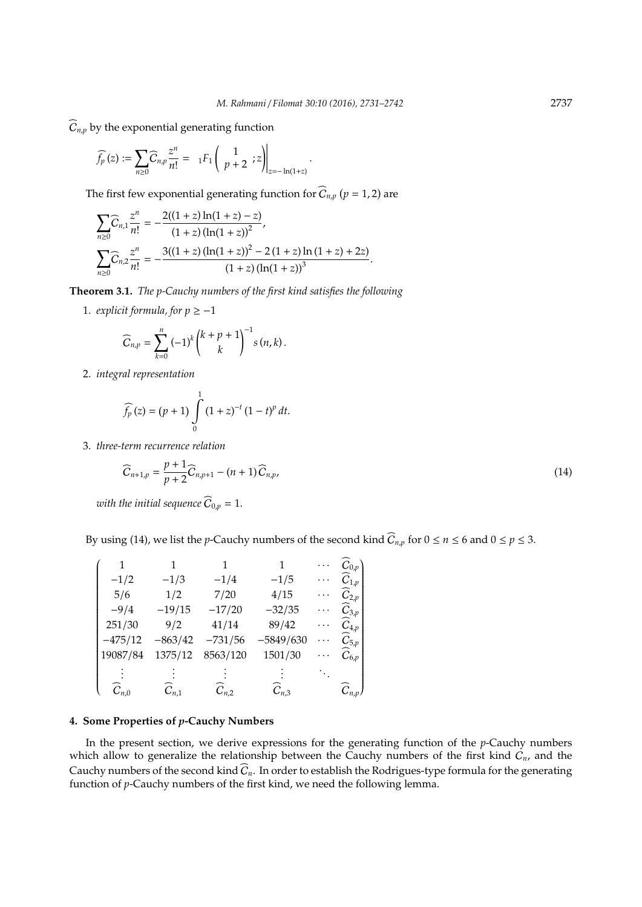$\widehat{C}_{n,p}$ by the exponential generating function

$$\widehat{f_p}(z) := \sum_{n\geq 0} \widehat{C}_{n,p} \frac{z^n}{n!} = {}_1F_1\left( \begin{array}{c} 1 \\ p+2 \end{array} ; z \right) \Bigg|_{z=-\ln(1+z)}.$$

The first few exponential generating function for $\widehat{C}_{n,p}$ $(p = 1, 2)$ are

$$\sum_{n\geq 0} \widehat{C}_{n,1} \frac{z^n}{n!} = -\frac{2((1+z)\ln(1+z) - z)}{(1+z)(\ln(1+z))^2},$$

$$\sum_{n\geq 0} \widehat{C}_{n,2} \frac{z^n}{n!} = -\frac{3((1+z)(\ln(1+z))^2 - 2(1+z)\ln(1+z) + 2z)}{(1+z)(\ln(1+z))^3}.$$

**Theorem 3.1.** *The p-Cauchy numbers of the first kind satisfies the following*

1. *explicit formula, for* $p \geq -1$

$$\widehat{C}_{n,p} = \sum_{k=0}^{n} (-1)^k \binom{k+p+1}{k}^{-1} s(n,k).$$

2. *integral representation*

$$\widehat{f_p}(z) = (p+1) \int_0^1 (1+z)^{-t} (1-t)^p \, dt.$$

3. *three-term recurrence relation*

$$\widehat{C}_{n+1,p} = \frac{p+1}{p+2} \widehat{C}_{n,p+1} - (n+1) \widehat{C}_{n,p}, \tag{14}$$

*with the initial sequence* $\widehat{C}_{0,p} = 1$.

By using (14), we list the $p$-Cauchy numbers of the second kind $\widehat{C}_{n,p}$ for $0 \leq n \leq 6$ and $0 \leq p \leq 3$.

$$\begin{pmatrix}
1 & 1 & 1 & 1 & \cdots & \widehat{C}_{0,p} \\
-1/2 & -1/3 & -1/4 & -1/5 & \cdots & \widehat{C}_{1,p} \\
5/6 & 1/2 & 7/20 & 4/15 & \cdots & \widehat{C}_{2,p} \\
-9/4 & -19/15 & -17/20 & -32/35 & \cdots & \widehat{C}_{3,p} \\
251/30 & 9/2 & 41/14 & 89/42 & \cdots & \widehat{C}_{4,p} \\
-475/12 & -863/42 & -731/56 & -5849/630 & \cdots & \widehat{C}_{5,p} \\
19087/84 & 1375/12 & 8563/120 & 1501/30 & \cdots & \widehat{C}_{6,p} \\
\vdots & \vdots & \vdots & \vdots & \ddots & \\
\widehat{C}_{n,0} & \widehat{C}_{n,1} & \widehat{C}_{n,2} & \widehat{C}_{n,3} & & \widehat{C}_{n,p}
\end{pmatrix}$$

## 4. Some Properties of $p$-Cauchy Numbers

In the present section, we derive expressions for the generating function of the $p$-Cauchy numbers which allow to generalize the relationship between the Cauchy numbers of the first kind $C_n$, and the Cauchy numbers of the second kind $\widehat{C}_n$. In order to establish the Rodrigues-type formula for the generating function of $p$-Cauchy numbers of the first kind, we need the following lemma.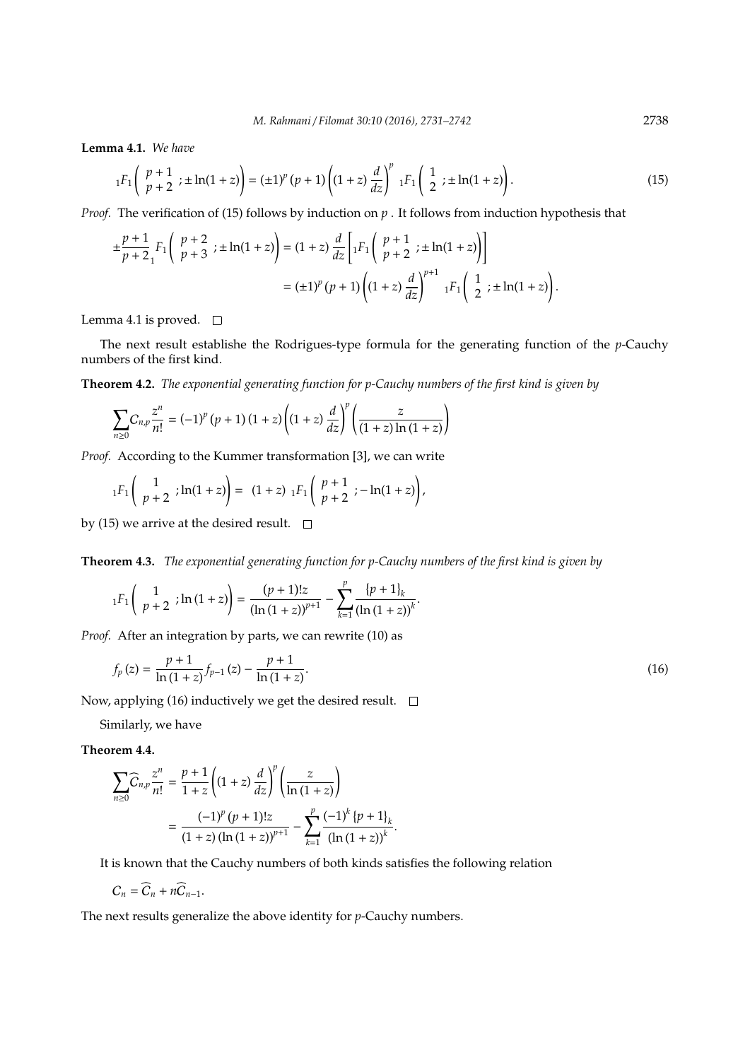**Lemma 4.1.** *We have*

$$
{}_1F_1\left(\begin{array}{c} p+1 \\ p+2 \end{array}; \pm\ln(1+z)\right) = (\pm 1)^p (p+1)\left((1+z)\frac{d}{dz}\right)^p {}_1F_1\left(\begin{array}{c} 1 \\ 2 \end{array}; \pm\ln(1+z)\right). \tag{15}
$$

*Proof.* The verification of (15) follows by induction on $p$ . It follows from induction hypothesis that

$$
\begin{aligned}
\pm\frac{p+1}{p+2}{}_1F_1\left(\begin{array}{c} p+2 \\ p+3 \end{array}; \pm\ln(1+z)\right) &= (1+z)\frac{d}{dz}\left[{}_1F_1\left(\begin{array}{c} p+1 \\ p+2 \end{array}; \pm\ln(1+z)\right)\right] \\
&= (\pm 1)^p (p+1)\left((1+z)\frac{d}{dz}\right)^{p+1} {}_1F_1\left(\begin{array}{c} 1 \\ 2 \end{array}; \pm\ln(1+z)\right).
\end{aligned}
$$

Lemma 4.1 is proved. □

The next result establishe the Rodrigues-type formula for the generating function of the $p$-Cauchy numbers of the first kind.

**Theorem 4.2.** *The exponential generating function for p-Cauchy numbers of the first kind is given by*

$$
\sum_{n\geq 0} C_{n,p}\frac{z^n}{n!} = (-1)^p (p+1)(1+z)\left((1+z)\frac{d}{dz}\right)^p \left(\frac{z}{(1+z)\ln(1+z)}\right)
$$

*Proof.* According to the Kummer transformation [3], we can write

$$
{}_1F_1\left(\begin{array}{c} 1 \\ p+2 \end{array}; \ln(1+z)\right) = (1+z)\ {}_1F_1\left(\begin{array}{c} p+1 \\ p+2 \end{array}; -\ln(1+z)\right),
$$

by (15) we arrive at the desired result. □

**Theorem 4.3.** *The exponential generating function for p-Cauchy numbers of the first kind is given by*

$$
{}_1F_1\left(\begin{array}{c} 1 \\ p+2 \end{array}; \ln(1+z)\right) = \frac{(p+1)!z}{(\ln(1+z))^{p+1}} - \sum_{k=1}^{p} \frac{\{p+1\}_k}{(\ln(1+z))^k}.
$$

*Proof.* After an integration by parts, we can rewrite (10) as

$$
f_p(z) = \frac{p+1}{\ln(1+z)} f_{p-1}(z) - \frac{p+1}{\ln(1+z)}. \tag{16}
$$

Now, applying (16) inductively we get the desired result. □

Similarly, we have

**Theorem 4.4.**

$$
\begin{aligned}
\sum_{n\geq 0} \widehat{C}_{n,p}\frac{z^n}{n!} &= \frac{p+1}{1+z}\left((1+z)\frac{d}{dz}\right)^p \left(\frac{z}{\ln(1+z)}\right) \\
&= \frac{(-1)^p (p+1)!z}{(1+z)(\ln(1+z))^{p+1}} - \sum_{k=1}^{p} \frac{(-1)^k \{p+1\}_k}{(\ln(1+z))^k}.
\end{aligned}
$$

It is known that the Cauchy numbers of both kinds satisfies the following relation

$$
C_n = \widehat{C}_n + n\widehat{C}_{n-1}.
$$

The next results generalize the above identity for $p$-Cauchy numbers.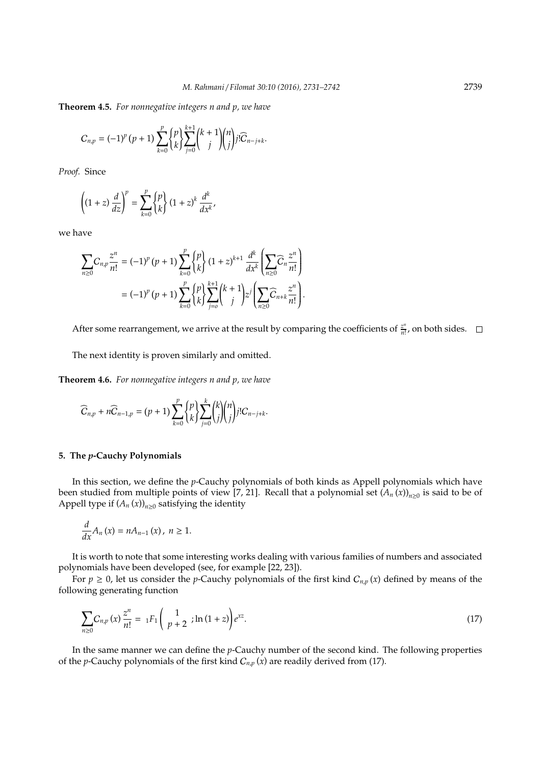**Theorem 4.5.** *For nonnegative integers n and p, we have*

$$\mathcal{C}_{n,p} = (-1)^p (p+1) \sum_{k=0}^{p} \left\{ {p \atop k} \right\} \sum_{j=0}^{k+1} \binom{k+1}{j} \binom{n}{j} j! \widehat{\mathcal{C}}_{n-j+k}.$$

*Proof.* Since

$$\left( (1+z) \frac{d}{dz} \right)^p = \sum_{k=0}^{p} \left\{ {p \atop k} \right\} (1+z)^k \frac{d^k}{dx^k},$$

we have

$$\begin{aligned}
\sum_{n \geq 0} \mathcal{C}_{n,p} \frac{z^n}{n!} &= (-1)^p (p+1) \sum_{k=0}^{p} \left\{ {p \atop k} \right\} (1+z)^{k+1} \frac{d^k}{dx^k} \left( \sum_{n \geq 0} \widehat{\mathcal{C}}_n \frac{z^n}{n!} \right) \\
&= (-1)^p (p+1) \sum_{k=0}^{p} \left\{ {p \atop k} \right\} \sum_{j=o}^{k+1} \binom{k+1}{j} z^j \left( \sum_{n \geq 0} \widehat{\mathcal{C}}_{n+k} \frac{z^n}{n!} \right).
\end{aligned}$$

After some rearrangement, we arrive at the result by comparing the coefficients of $\frac{z^n}{n!}$, on both sides. $\square$

The next identity is proven similarly and omitted.

**Theorem 4.6.** *For nonnegative integers n and p, we have*

$$\widehat{\mathcal{C}}_{n,p} + n\widehat{\mathcal{C}}_{n-1,p} = (p+1) \sum_{k=0}^{p} \left\{ {p \atop k} \right\} \sum_{j=0}^{k} \binom{k}{j} \binom{n}{j} j! \mathcal{C}_{n-j+k}.$$

## 5. The *p*-Cauchy Polynomials

In this section, we define the *p*-Cauchy polynomials of both kinds as Appell polynomials which have been studied from multiple points of view [7, 21]. Recall that a polynomial set $(A_n(x))_{n \geq 0}$ is said to be of Appell type if $(A_n(x))_{n \geq 0}$ satisfying the identity

$$\frac{d}{dx} A_n(x) = n A_{n-1}(x), \ n \geq 1.$$

It is worth to note that some interesting works dealing with various families of numbers and associated polynomials have been developed (see, for example [22, 23]).

For $p \geq 0$, let us consider the *p*-Cauchy polynomials of the first kind $\mathcal{C}_{n,p}(x)$ defined by means of the following generating function

$$\sum_{n \geq 0} \mathcal{C}_{n,p}(x) \frac{z^n}{n!} = {}_1F_1 \left( \begin{matrix} 1 \\ p+2 \end{matrix} ; \ln(1+z) \right) e^{xz}. \tag{17}$$

In the same manner we can define the *p*-Cauchy number of the second kind. The following properties of the *p*-Cauchy polynomials of the first kind $\mathcal{C}_{n,p}(x)$ are readily derived from (17).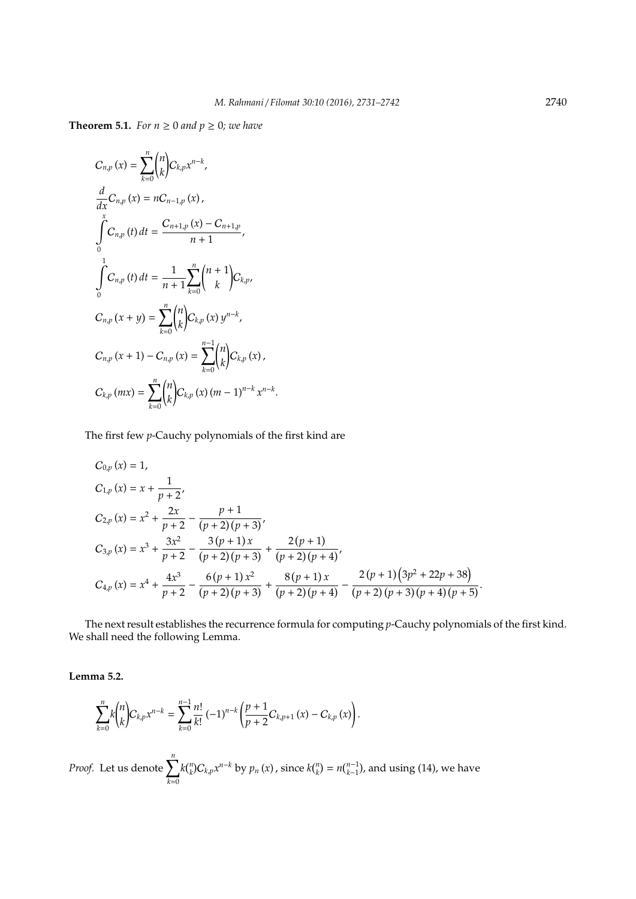**Theorem 5.1.** *For $n \geq 0$ and $p \geq 0$; we have*

$$
\begin{aligned}
& C_{n,p}(x) = \sum_{k=0}^{n} \binom{n}{k} C_{k,p} x^{n-k}, \\
& \frac{d}{dx} C_{n,p}(x) = n C_{n-1,p}(x), \\
& \int_{0}^{x} C_{n,p}(t)\, dt = \frac{C_{n+1,p}(x) - C_{n+1,p}}{n+1}, \\
& \int_{0}^{1} C_{n,p}(t)\, dt = \frac{1}{n+1} \sum_{k=0}^{n} \binom{n+1}{k} C_{k,p}, \\
& C_{n,p}(x+y) = \sum_{k=0}^{n} \binom{n}{k} C_{k,p}(x)\, y^{n-k}, \\
& C_{n,p}(x+1) - C_{n,p}(x) = \sum_{k=0}^{n-1} \binom{n}{k} C_{k,p}(x), \\
& C_{k,p}(mx) = \sum_{k=0}^{n} \binom{n}{k} C_{k,p}(x)\, (m-1)^{n-k} x^{n-k}.
\end{aligned}
$$

The first few $p$-Cauchy polynomials of the first kind are

$$
\begin{aligned}
& C_{0,p}(x) = 1, \\
& C_{1,p}(x) = x + \frac{1}{p+2}, \\
& C_{2,p}(x) = x^2 + \frac{2x}{p+2} - \frac{p+1}{(p+2)(p+3)}, \\
& C_{3,p}(x) = x^3 + \frac{3x^2}{p+2} - \frac{3(p+1)x}{(p+2)(p+3)} + \frac{2(p+1)}{(p+2)(p+4)}, \\
& C_{4,p}(x) = x^4 + \frac{4x^3}{p+2} - \frac{6(p+1)x^2}{(p+2)(p+3)} + \frac{8(p+1)x}{(p+2)(p+4)} - \frac{2(p+1)\left(3p^2+22p+38\right)}{(p+2)(p+3)(p+4)(p+5)}.
\end{aligned}
$$

The next result establishes the recurrence formula for computing $p$-Cauchy polynomials of the first kind. We shall need the following Lemma.

**Lemma 5.2.**

$$
\sum_{k=0}^{n} k \binom{n}{k} C_{k,p} x^{n-k} = \sum_{k=0}^{n-1} \frac{n!}{k!} (-1)^{n-k} \left( \frac{p+1}{p+2} C_{k,p+1}(x) - C_{k,p}(x) \right).
$$

*Proof.* Let us denote $\sum_{k=0}^{n} k\binom{n}{k} C_{k,p} x^{n-k}$ by $p_n(x)$, since $k\binom{n}{k} = n\binom{n-1}{k-1}$, and using (14), we have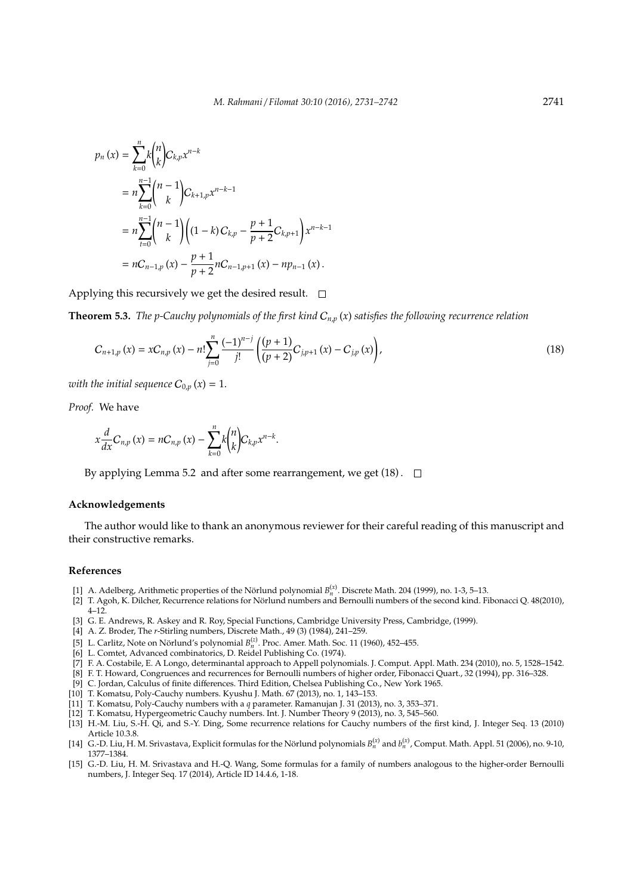$$
\begin{aligned}
p_n(x) &= \sum_{k=0}^{n} k \binom{n}{k} C_{k,p} x^{n-k} \\
&= n \sum_{k=0}^{n-1} \binom{n-1}{k} C_{k+1,p} x^{n-k-1} \\
&= n \sum_{t=0}^{n-1} \binom{n-1}{k} \left( (1-k) C_{k,p} - \frac{p+1}{p+2} C_{k,p+1} \right) x^{n-k-1} \\
&= n C_{n-1,p}(x) - \frac{p+1}{p+2} n C_{n-1,p+1}(x) - n p_{n-1}(x).
\end{aligned}
$$

Applying this recursively we get the desired result. □

**Theorem 5.3.** *The p-Cauchy polynomials of the first kind $C_{n,p}(x)$ satisfies the following recurrence relation*

$$
C_{n+1,p}(x) = x C_{n,p}(x) - n! \sum_{j=0}^{n} \frac{(-1)^{n-j}}{j!} \left( \frac{(p+1)}{(p+2)} C_{j,p+1}(x) - C_{j,p}(x) \right), \tag{18}
$$

*with the initial sequence $C_{0,p}(x) = 1$.*

*Proof.* We have

$$
x \frac{d}{dx} C_{n,p}(x) = n C_{n,p}(x) - \sum_{k=0}^{n} k \binom{n}{k} C_{k,p} x^{n-k}.
$$

By applying Lemma 5.2 and after some rearrangement, we get (18). □

## Acknowledgements

The author would like to thank an anonymous reviewer for their careful reading of this manuscript and their constructive remarks.

## References

[1] A. Adelberg, Arithmetic properties of the Nörlund polynomial $B_n^{(x)}$. Discrete Math. 204 (1999), no. 1-3, 5–13.

[2] T. Agoh, K. Dilcher, Recurrence relations for Nörlund numbers and Bernoulli numbers of the second kind. Fibonacci Q. 48(2010), 4–12.

[3] G. E. Andrews, R. Askey and R. Roy, Special Functions, Cambridge University Press, Cambridge, (1999).

[4] A. Z. Broder, The *r*-Stirling numbers, Discrete Math., 49 (3) (1984), 241–259.

[5] L. Carlitz, Note on Nörlund's polynomial $B_n^{(z)}$. Proc. Amer. Math. Soc. 11 (1960), 452–455.

[6] L. Comtet, Advanced combinatorics, D. Reidel Publishing Co. (1974).

[7] F. A. Costabile, E. A Longo, determinantal approach to Appell polynomials. J. Comput. Appl. Math. 234 (2010), no. 5, 1528–1542.

[8] F. T. Howard, Congruences and recurrences for Bernoulli numbers of higher order, Fibonacci Quart., 32 (1994), pp. 316–328.

[9] C. Jordan, Calculus of finite differences. Third Edition, Chelsea Publishing Co., New York 1965.

[10] T. Komatsu, Poly-Cauchy numbers. Kyushu J. Math. 67 (2013), no. 1, 143–153.

[11] T. Komatsu, Poly-Cauchy numbers with a *q* parameter. Ramanujan J. 31 (2013), no. 3, 353–371.

[12] T. Komatsu, Hypergeometric Cauchy numbers. Int. J. Number Theory 9 (2013), no. 3, 545–560.

[13] H.-M. Liu, S.-H. Qi, and S.-Y. Ding, Some recurrence relations for Cauchy numbers of the first kind, J. Integer Seq. 13 (2010) Article 10.3.8.

[14] G.-D. Liu, H. M. Srivastava, Explicit formulas for the Nörlund polynomials $B_n^{(x)}$ and $b_n^{(x)}$, Comput. Math. Appl. 51 (2006), no. 9-10, 1377–1384.

[15] G.-D. Liu, H. M. Srivastava and H.-Q. Wang, Some formulas for a family of numbers analogous to the higher-order Bernoulli numbers, J. Integer Seq. 17 (2014), Article ID 14.4.6, 1-18.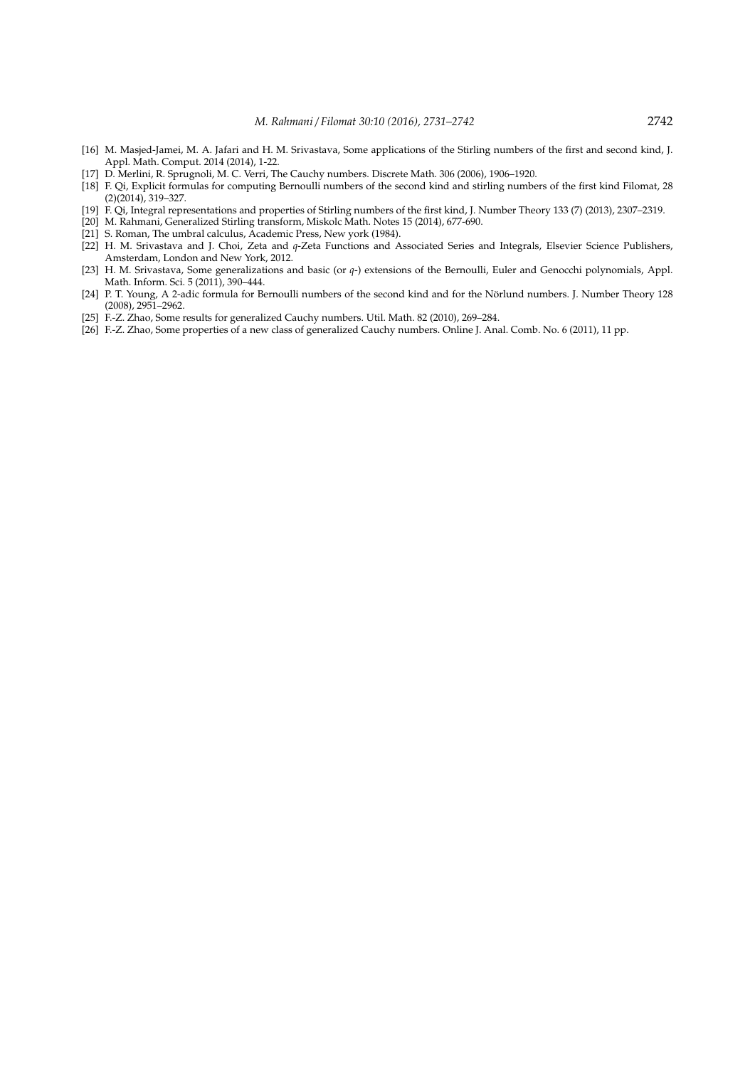[16] M. Masjed-Jamei, M. A. Jafari and H. M. Srivastava, Some applications of the Stirling numbers of the first and second kind, J. Appl. Math. Comput. 2014 (2014), 1-22.

[17] D. Merlini, R. Sprugnoli, M. C. Verri, The Cauchy numbers. Discrete Math. 306 (2006), 1906–1920.

[18] F. Qi, Explicit formulas for computing Bernoulli numbers of the second kind and stirling numbers of the first kind Filomat, 28 (2)(2014), 319–327.

[19] F. Qi, Integral representations and properties of Stirling numbers of the first kind, J. Number Theory 133 (7) (2013), 2307–2319.

[20] M. Rahmani, Generalized Stirling transform, Miskolc Math. Notes 15 (2014), 677-690.

[21] S. Roman, The umbral calculus, Academic Press, New york (1984).

[22] H. M. Srivastava and J. Choi, Zeta and $q$-Zeta Functions and Associated Series and Integrals, Elsevier Science Publishers, Amsterdam, London and New York, 2012.

[23] H. M. Srivastava, Some generalizations and basic (or $q$-) extensions of the Bernoulli, Euler and Genocchi polynomials, Appl. Math. Inform. Sci. 5 (2011), 390–444.

[24] P. T. Young, A 2-adic formula for Bernoulli numbers of the second kind and for the Nörlund numbers. J. Number Theory 128 (2008), 2951–2962.

[25] F.-Z. Zhao, Some results for generalized Cauchy numbers. Util. Math. 82 (2010), 269–284.

[26] F.-Z. Zhao, Some properties of a new class of generalized Cauchy numbers. Online J. Anal. Comb. No. 6 (2011), 11 pp.